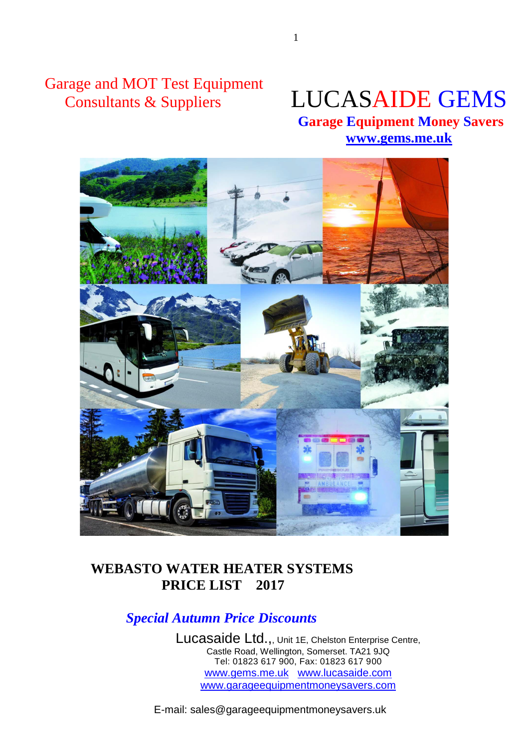Garage and MOT Test Equipment
Consultants & Suppliers

# LUCASAIDE GEMS

**Garage Equipment Money Savers**

**www.gems.me.uk**

## WEBASTO WATER HEATER SYSTEMS
## PRICE LIST 2017

***Special Autumn Price Discounts***

Lucasaide Ltd.,, Unit 1E, Chelston Enterprise Centre,
Castle Road, Wellington, Somerset. TA21 9JQ
Tel: 01823 617 900, Fax: 01823 617 900
www.gems.me.uk www.lucasaide.com
www.garageequipmentmoneysavers.com

E-mail: sales@garageequipmentmoneysavers.uk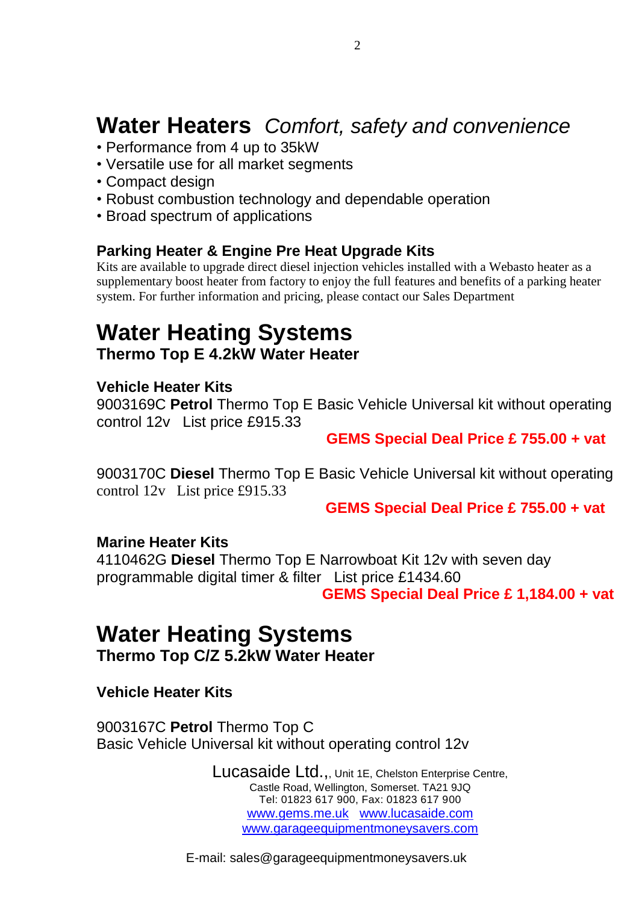# Water Heaters *Comfort, safety and convenience*

- Performance from 4 up to 35kW
- Versatile use for all market segments
- Compact design
- Robust combustion technology and dependable operation
- Broad spectrum of applications

### Parking Heater & Engine Pre Heat Upgrade Kits

Kits are available to upgrade direct diesel injection vehicles installed with a Webasto heater as a supplementary boost heater from factory to enjoy the full features and benefits of a parking heater system. For further information and pricing, please contact our Sales Department

# Water Heating Systems

## Thermo Top E 4.2kW Water Heater

### Vehicle Heater Kits

9003169C **Petrol** Thermo Top E Basic Vehicle Universal kit without operating control 12v List price £915.33

**GEMS Special Deal Price £ 755.00 + vat**

9003170C **Diesel** Thermo Top E Basic Vehicle Universal kit without operating control 12v List price £915.33

**GEMS Special Deal Price £ 755.00 + vat**

### Marine Heater Kits

4110462G **Diesel** Thermo Top E Narrowboat Kit 12v with seven day programmable digital timer & filter List price £1434.60

**GEMS Special Deal Price £ 1,184.00 + vat**

# Water Heating Systems

## Thermo Top C/Z 5.2kW Water Heater

### Vehicle Heater Kits

9003167C **Petrol** Thermo Top C
Basic Vehicle Universal kit without operating control 12v

Lucasaide Ltd.,, Unit 1E, Chelston Enterprise Centre,
Castle Road, Wellington, Somerset. TA21 9JQ
Tel: 01823 617 900, Fax: 01823 617 900
www.gems.me.uk www.lucasaide.com
www.garageequipmentmoneysavers.com

E-mail: sales@garageequipmentmoneysavers.uk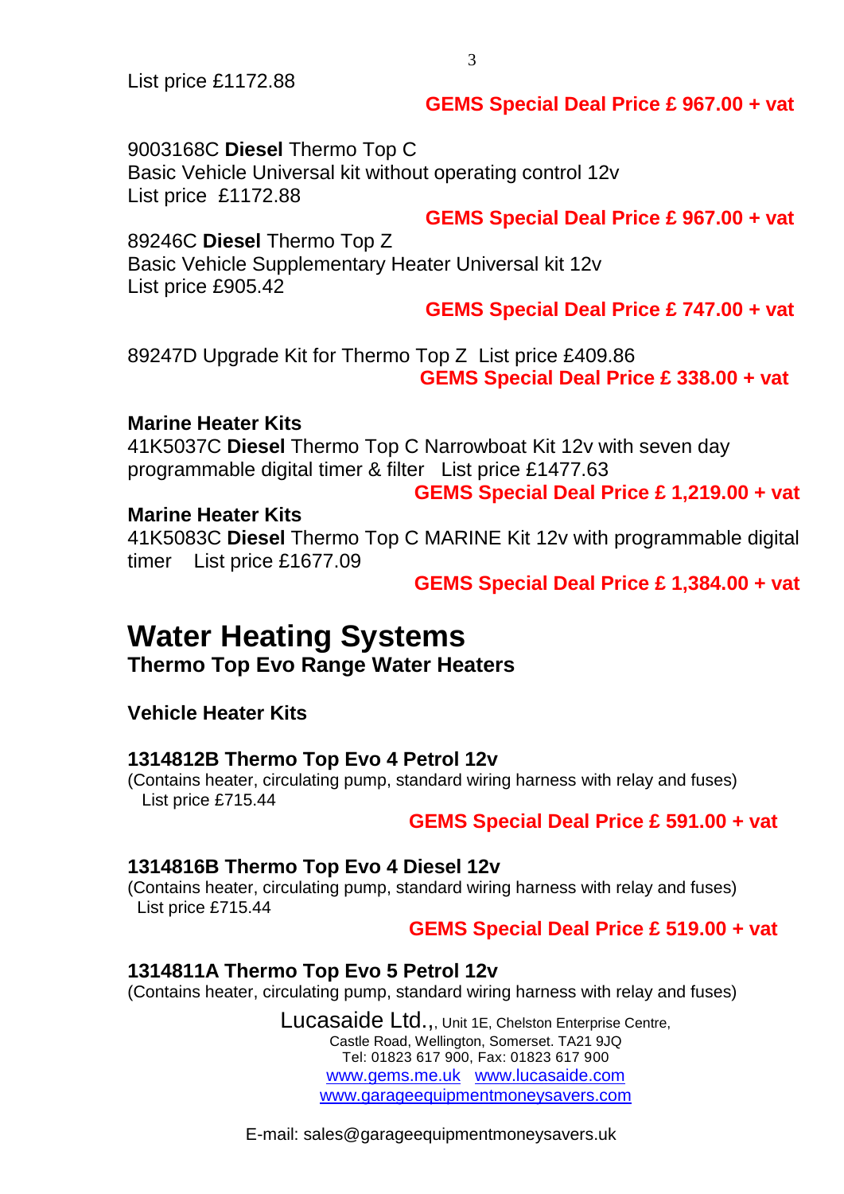List price £1172.88

**GEMS Special Deal Price £ 967.00 + vat**

9003168C **Diesel** Thermo Top C
Basic Vehicle Universal kit without operating control 12v
List price £1172.88

**GEMS Special Deal Price £ 967.00 + vat**

89246C **Diesel** Thermo Top Z
Basic Vehicle Supplementary Heater Universal kit 12v
List price £905.42

**GEMS Special Deal Price £ 747.00 + vat**

89247D Upgrade Kit for Thermo Top Z List price £409.86

**GEMS Special Deal Price £ 338.00 + vat**

**Marine Heater Kits**

41K5037C **Diesel** Thermo Top C Narrowboat Kit 12v with seven day programmable digital timer & filter List price £1477.63

**GEMS Special Deal Price £ 1,219.00 + vat**

**Marine Heater Kits**

41K5083C **Diesel** Thermo Top C MARINE Kit 12v with programmable digital timer List price £1677.09

**GEMS Special Deal Price £ 1,384.00 + vat**

# Water Heating Systems

## Thermo Top Evo Range Water Heaters

### Vehicle Heater Kits

**1314812B Thermo Top Evo 4 Petrol 12v**
(Contains heater, circulating pump, standard wiring harness with relay and fuses)
List price £715.44

**GEMS Special Deal Price £ 591.00 + vat**

**1314816B Thermo Top Evo 4 Diesel 12v**
(Contains heater, circulating pump, standard wiring harness with relay and fuses)
List price £715.44

**GEMS Special Deal Price £ 519.00 + vat**

**1314811A Thermo Top Evo 5 Petrol 12v**
(Contains heater, circulating pump, standard wiring harness with relay and fuses)

Lucasaide Ltd.,, Unit 1E, Chelston Enterprise Centre,
Castle Road, Wellington, Somerset. TA21 9JQ
Tel: 01823 617 900, Fax: 01823 617 900
www.gems.me.uk www.lucasaide.com
www.garageequipmentmoneysavers.com

E-mail: sales@garageequipmentmoneysavers.uk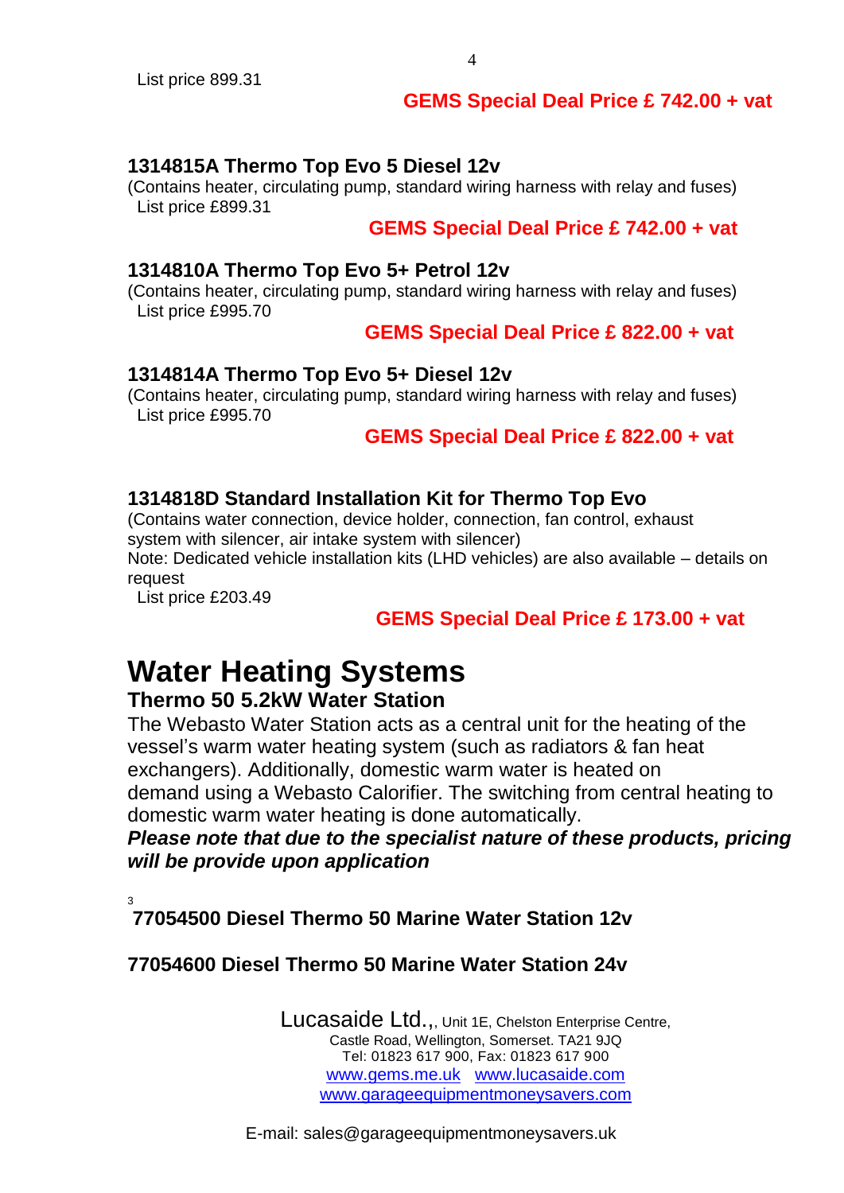List price 899.31

**GEMS Special Deal Price £ 742.00 + vat**

### 1314815A Thermo Top Evo 5 Diesel 12v

(Contains heater, circulating pump, standard wiring harness with relay and fuses)
List price £899.31

**GEMS Special Deal Price £ 742.00 + vat**

### 1314810A Thermo Top Evo 5+ Petrol 12v

(Contains heater, circulating pump, standard wiring harness with relay and fuses)
List price £995.70

**GEMS Special Deal Price £ 822.00 + vat**

### 1314814A Thermo Top Evo 5+ Diesel 12v

(Contains heater, circulating pump, standard wiring harness with relay and fuses)
List price £995.70

**GEMS Special Deal Price £ 822.00 + vat**

### 1314818D Standard Installation Kit for Thermo Top Evo

(Contains water connection, device holder, connection, fan control, exhaust system with silencer, air intake system with silencer)
Note: Dedicated vehicle installation kits (LHD vehicles) are also available – details on request
List price £203.49

**GEMS Special Deal Price £ 173.00 + vat**

# Water Heating Systems

## Thermo 50 5.2kW Water Station

The Webasto Water Station acts as a central unit for the heating of the vessel's warm water heating system (such as radiators & fan heat exchangers). Additionally, domestic warm water is heated on demand using a Webasto Calorifier. The switching from central heating to domestic warm water heating is done automatically.

***Please note that due to the specialist nature of these products, pricing will be provide upon application***

[3]

### 77054500 Diesel Thermo 50 Marine Water Station 12v

### 77054600 Diesel Thermo 50 Marine Water Station 24v

Lucasaide Ltd.,, Unit 1E, Chelston Enterprise Centre,
Castle Road, Wellington, Somerset. TA21 9JQ
Tel: 01823 617 900, Fax: 01823 617 900
www.gems.me.uk www.lucasaide.com
www.garageequipmentmoneysavers.com

E-mail: sales@garageequipmentmoneysavers.uk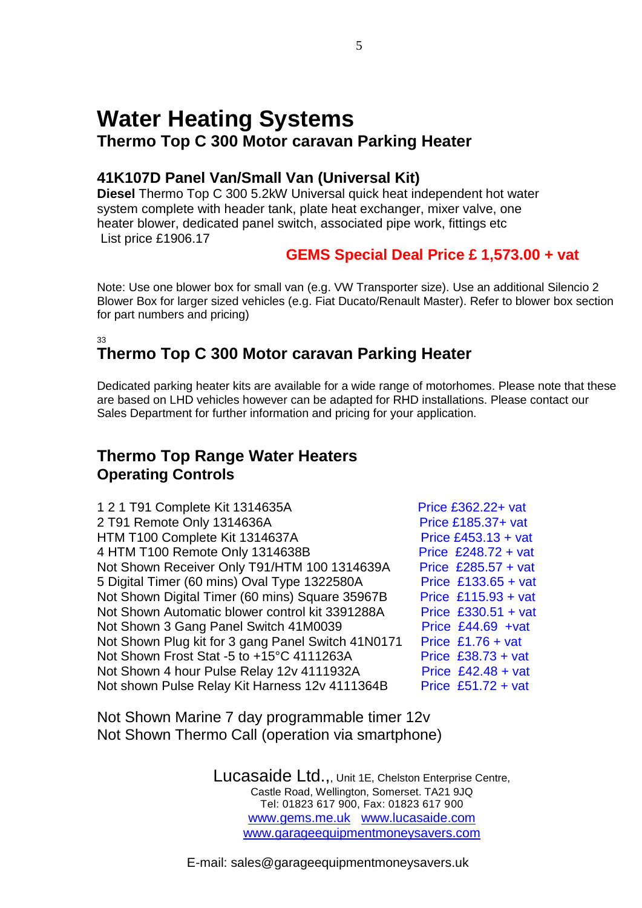# Water Heating Systems

## Thermo Top C 300 Motor caravan Parking Heater

### 41K107D Panel Van/Small Van (Universal Kit)

**Diesel** Thermo Top C 300 5.2kW Universal quick heat independent hot water system complete with header tank, plate heat exchanger, mixer valve, one heater blower, dedicated panel switch, associated pipe work, fittings etc
List price £1906.17

**GEMS Special Deal Price £ 1,573.00 + vat**

Note: Use one blower box for small van (e.g. VW Transporter size). Use an additional Silencio 2 Blower Box for larger sized vehicles (e.g. Fiat Ducato/Renault Master). Refer to blower box section for part numbers and pricing)

33

## Thermo Top C 300 Motor caravan Parking Heater

Dedicated parking heater kits are available for a wide range of motorhomes. Please note that these are based on LHD vehicles however can be adapted for RHD installations. Please contact our Sales Department for further information and pricing for your application.

## Thermo Top Range Water Heaters
## Operating Controls

| Item | Price |
|---|---|
| 1 2 1 T91 Complete Kit 1314635A | Price £362.22+ vat |
| 2 T91 Remote Only 1314636A | Price £185.37+ vat |
| HTM T100 Complete Kit 1314637A | Price £453.13 + vat |
| 4 HTM T100 Remote Only 1314638B | Price £248.72 + vat |
| Not Shown Receiver Only T91/HTM 100 1314639A | Price £285.57 + vat |
| 5 Digital Timer (60 mins) Oval Type 1322580A | Price £133.65 + vat |
| Not Shown Digital Timer (60 mins) Square 35967B | Price £115.93 + vat |
| Not Shown Automatic blower control kit 3391288A | Price £330.51 + vat |
| Not Shown 3 Gang Panel Switch 41M0039 | Price £44.69 +vat |
| Not Shown Plug kit for 3 gang Panel Switch 41N0171 | Price £1.76 + vat |
| Not Shown Frost Stat -5 to +15°C 4111263A | Price £38.73 + vat |
| Not Shown 4 hour Pulse Relay 12v 4111932A | Price £42.48 + vat |
| Not shown Pulse Relay Kit Harness 12v 4111364B | Price £51.72 + vat |

Not Shown Marine 7 day programmable timer 12v
Not Shown Thermo Call (operation via smartphone)

Lucasaide Ltd.,, Unit 1E, Chelston Enterprise Centre,
Castle Road, Wellington, Somerset. TA21 9JQ
Tel: 01823 617 900, Fax: 01823 617 900
www.gems.me.uk www.lucasaide.com
www.garageequipmentmoneysavers.com

E-mail: sales@garageequipmentmoneysavers.uk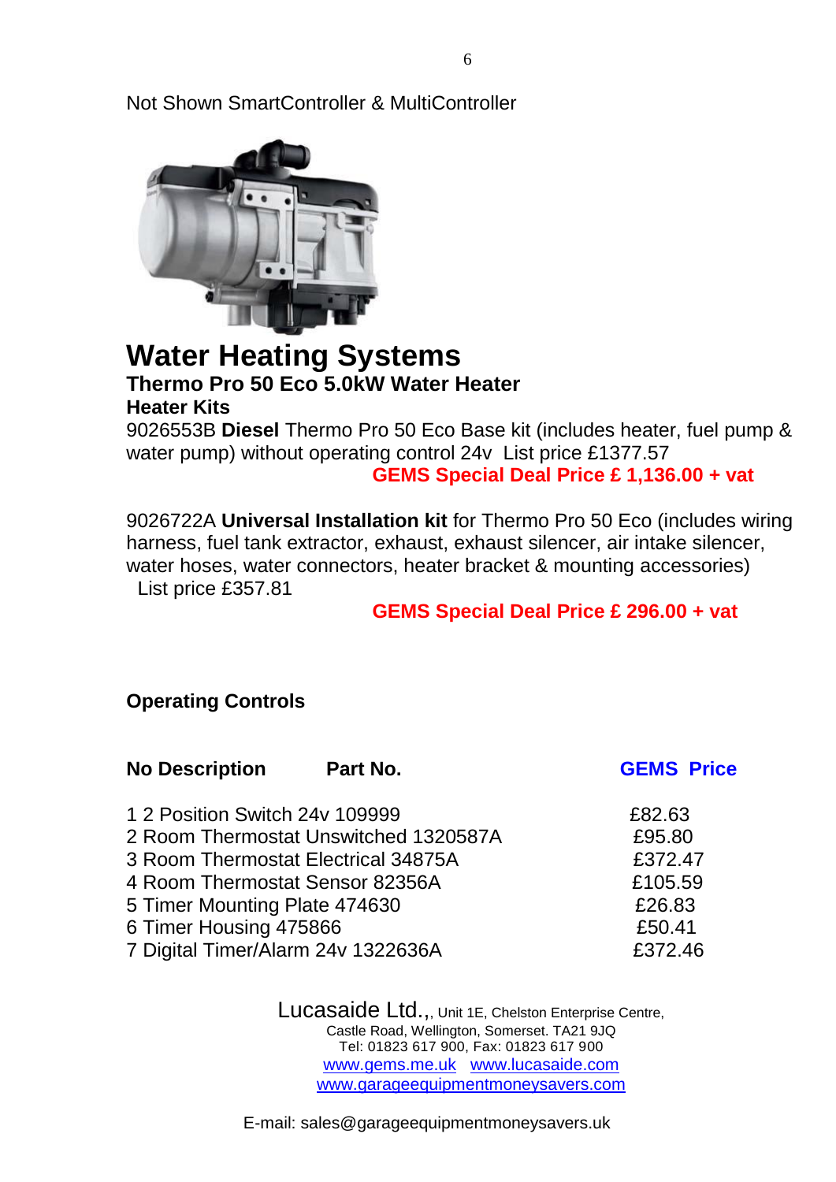Not Shown SmartController & MultiController

# Water Heating Systems

### Thermo Pro 50 Eco 5.0kW Water Heater

**Heater Kits**

9026553B **Diesel** Thermo Pro 50 Eco Base kit (includes heater, fuel pump & water pump) without operating control 24v List price £1377.57

**GEMS Special Deal Price £ 1,136.00 + vat**

9026722A **Universal Installation kit** for Thermo Pro 50 Eco (includes wiring harness, fuel tank extractor, exhaust, exhaust silencer, air intake silencer, water hoses, water connectors, heater bracket & mounting accessories) List price £357.81

**GEMS Special Deal Price £ 296.00 + vat**

**Operating Controls**

| No | Description | Part No. | GEMS Price |
|---|---|---|---|
| 1 | 2 Position Switch 24v | 109999 | £82.63 |
| 2 | Room Thermostat Unswitched | 1320587A | £95.80 |
| 3 | Room Thermostat Electrical | 34875A | £372.47 |
| 4 | Room Thermostat Sensor | 82356A | £105.59 |
| 5 | Timer Mounting Plate | 474630 | £26.83 |
| 6 | Timer Housing | 475866 | £50.41 |
| 7 | Digital Timer/Alarm 24v | 1322636A | £372.46 |

Lucasaide Ltd.,, Unit 1E, Chelston Enterprise Centre, Castle Road, Wellington, Somerset. TA21 9JQ
Tel: 01823 617 900, Fax: 01823 617 900
www.gems.me.uk www.lucasaide.com
www.garageequipmentmoneysavers.com

E-mail: sales@garageequipmentmoneysavers.uk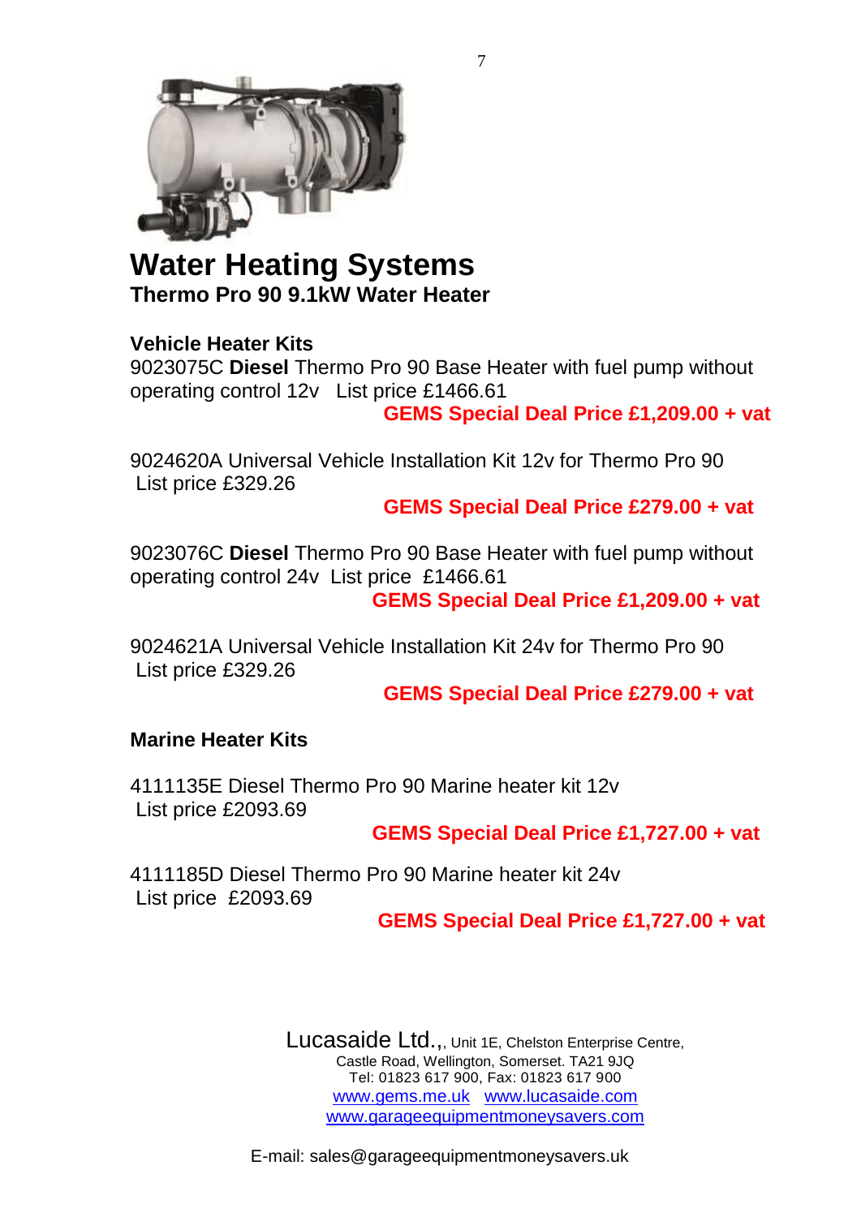# Water Heating Systems

## Thermo Pro 90 9.1kW Water Heater

### Vehicle Heater Kits

9023075C **Diesel** Thermo Pro 90 Base Heater with fuel pump without operating control 12v List price £1466.61

**GEMS Special Deal Price £1,209.00 + vat**

9024620A Universal Vehicle Installation Kit 12v for Thermo Pro 90
List price £329.26

**GEMS Special Deal Price £279.00 + vat**

9023076C **Diesel** Thermo Pro 90 Base Heater with fuel pump without operating control 24v List price £1466.61

**GEMS Special Deal Price £1,209.00 + vat**

9024621A Universal Vehicle Installation Kit 24v for Thermo Pro 90
List price £329.26

**GEMS Special Deal Price £279.00 + vat**

### Marine Heater Kits

4111135E Diesel Thermo Pro 90 Marine heater kit 12v
List price £2093.69

**GEMS Special Deal Price £1,727.00 + vat**

4111185D Diesel Thermo Pro 90 Marine heater kit 24v
List price £2093.69

**GEMS Special Deal Price £1,727.00 + vat**

Lucasaide Ltd.,, Unit 1E, Chelston Enterprise Centre,
Castle Road, Wellington, Somerset. TA21 9JQ
Tel: 01823 617 900, Fax: 01823 617 900
www.gems.me.uk www.lucasaide.com
www.garageequipmentmoneysavers.com

E-mail: sales@garageequipmentmoneysavers.uk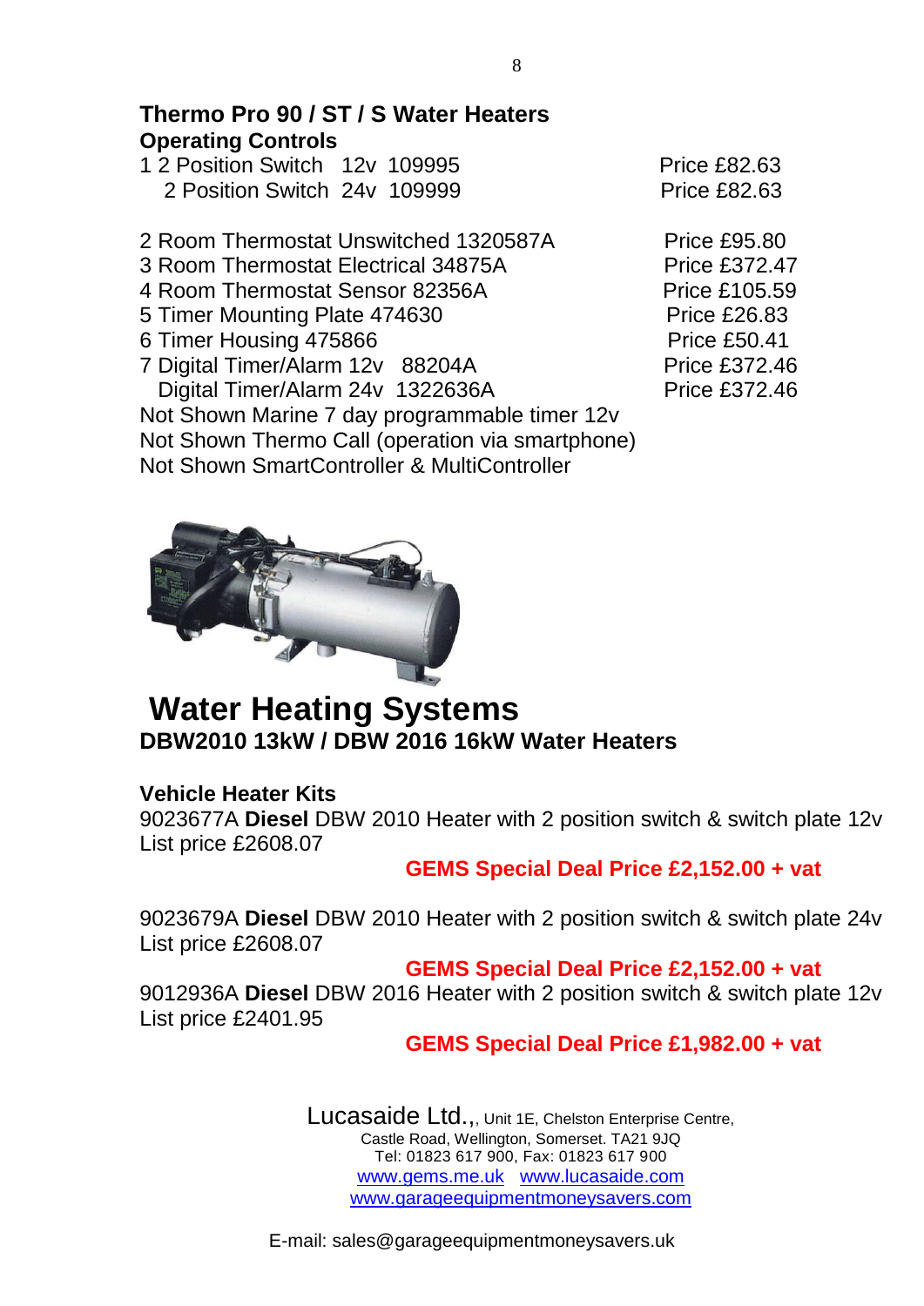## Thermo Pro 90 / ST / S Water Heaters

### Operating Controls

1 2 Position Switch 12v 109995 Price £82.63
2 Position Switch 24v 109999 Price £82.63

2 Room Thermostat Unswitched 1320587A Price £95.80
3 Room Thermostat Electrical 34875A Price £372.47
4 Room Thermostat Sensor 82356A Price £105.59
5 Timer Mounting Plate 474630 Price £26.83
6 Timer Housing 475866 Price £50.41
7 Digital Timer/Alarm 12v 88204A Price £372.46
Digital Timer/Alarm 24v 1322636A Price £372.46
Not Shown Marine 7 day programmable timer 12v
Not Shown Thermo Call (operation via smartphone)
Not Shown SmartController & MultiController

# Water Heating Systems

## DBW2010 13kW / DBW 2016 16kW Water Heaters

### Vehicle Heater Kits

9023677A **Diesel** DBW 2010 Heater with 2 position switch & switch plate 12v
List price £2608.07

**GEMS Special Deal Price £2,152.00 + vat**

9023679A **Diesel** DBW 2010 Heater with 2 position switch & switch plate 24v
List price £2608.07

**GEMS Special Deal Price £2,152.00 + vat**

9012936A **Diesel** DBW 2016 Heater with 2 position switch & switch plate 12v
List price £2401.95

**GEMS Special Deal Price £1,982.00 + vat**

Lucasaide Ltd.,, Unit 1E, Chelston Enterprise Centre,
Castle Road, Wellington, Somerset. TA21 9JQ
Tel: 01823 617 900, Fax: 01823 617 900
www.gems.me.uk www.lucasaide.com
www.garageequipmentmoneysavers.com

E-mail: sales@garageequipmentmoneysavers.uk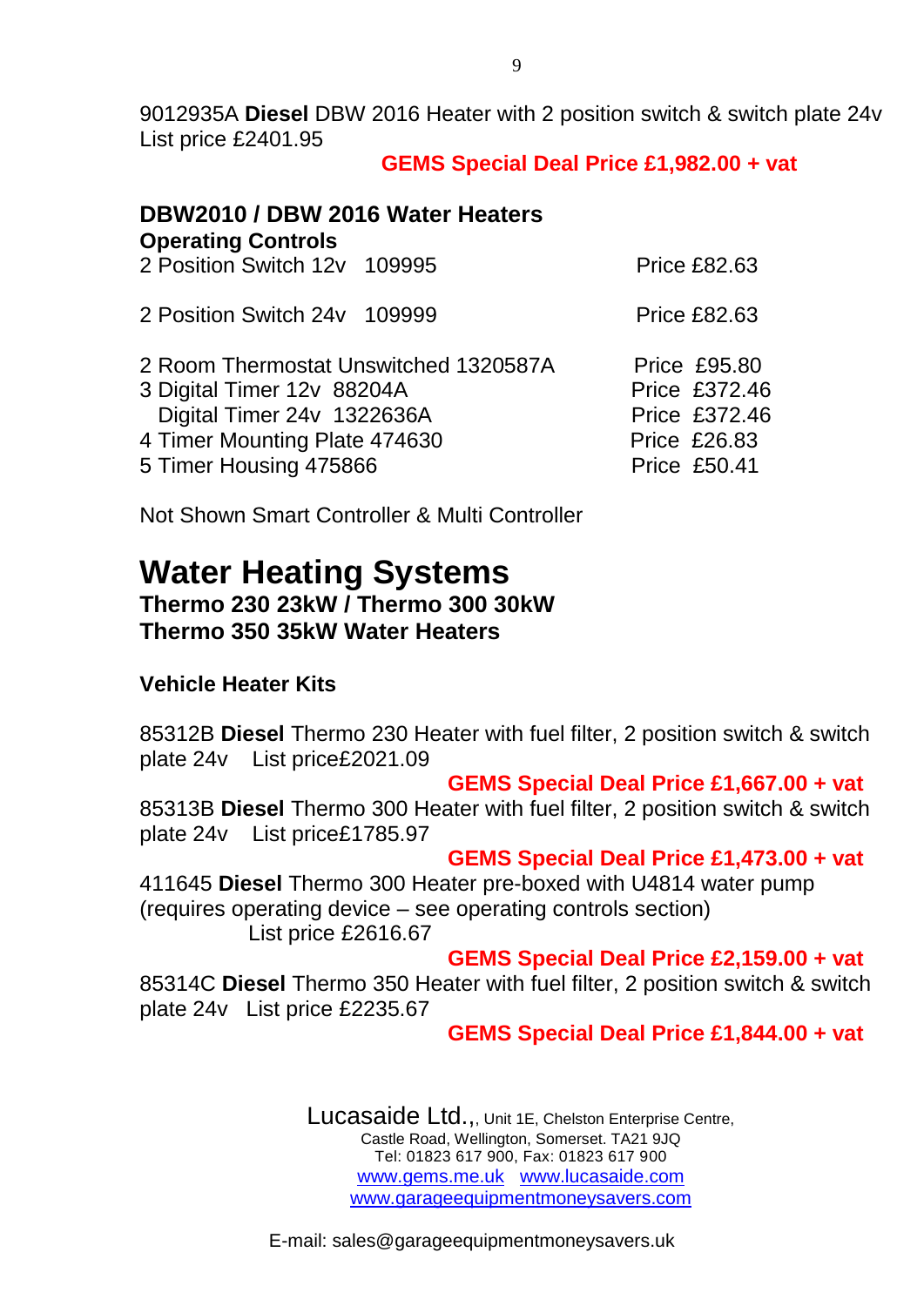9012935A **Diesel** DBW 2016 Heater with 2 position switch & switch plate 24v
List price £2401.95

**GEMS Special Deal Price £1,982.00 + vat**

**DBW2010 / DBW 2016 Water Heaters**
**Operating Controls**

| Item | Price |
|---|---|
| 2 Position Switch 12v 109995 | Price £82.63 |
| 2 Position Switch 24v 109999 | Price £82.63 |
| 2 Room Thermostat Unswitched 1320587A | Price £95.80 |
| 3 Digital Timer 12v 88204A | Price £372.46 |
| Digital Timer 24v 1322636A | Price £372.46 |
| 4 Timer Mounting Plate 474630 | Price £26.83 |
| 5 Timer Housing 475866 | Price £50.41 |

Not Shown Smart Controller & Multi Controller

# Water Heating Systems

**Thermo 230 23kW / Thermo 300 30kW**
**Thermo 350 35kW Water Heaters**

**Vehicle Heater Kits**

85312B **Diesel** Thermo 230 Heater with fuel filter, 2 position switch & switch plate 24v List price£2021.09

**GEMS Special Deal Price £1,667.00 + vat**

85313B **Diesel** Thermo 300 Heater with fuel filter, 2 position switch & switch plate 24v List price£1785.97

**GEMS Special Deal Price £1,473.00 + vat**

411645 **Diesel** Thermo 300 Heater pre-boxed with U4814 water pump (requires operating device – see operating controls section)
List price £2616.67

**GEMS Special Deal Price £2,159.00 + vat**

85314C **Diesel** Thermo 350 Heater with fuel filter, 2 position switch & switch plate 24v List price £2235.67

**GEMS Special Deal Price £1,844.00 + vat**

Lucasaide Ltd.,, Unit 1E, Chelston Enterprise Centre,
Castle Road, Wellington, Somerset. TA21 9JQ
Tel: 01823 617 900, Fax: 01823 617 900
www.gems.me.uk www.lucasaide.com
www.garageequipmentmoneysavers.com

E-mail: sales@garageequipmentmoneysavers.uk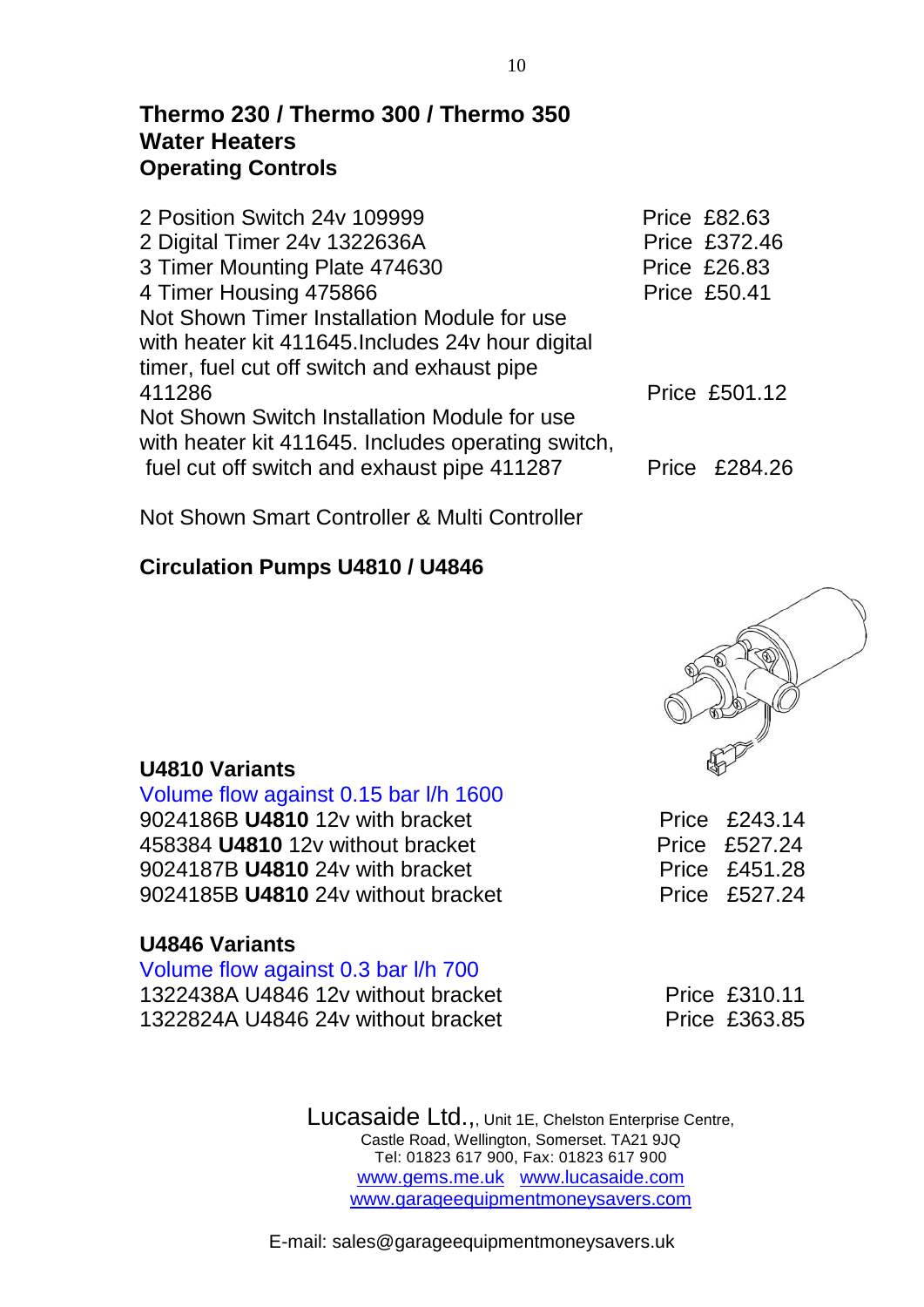## Thermo 230 / Thermo 300 / Thermo 350 Water Heaters
## Operating Controls

| Item | Price |
|---|---|
| 2 Position Switch 24v 109999 | Price £82.63 |
| 2 Digital Timer 24v 1322636A | Price £372.46 |
| 3 Timer Mounting Plate 474630 | Price £26.83 |
| 4 Timer Housing 475866 | Price £50.41 |
| Not Shown Timer Installation Module for use with heater kit 411645.Includes 24v hour digital timer, fuel cut off switch and exhaust pipe 411286 | Price £501.12 |
| Not Shown Switch Installation Module for use with heater kit 411645. Includes operating switch, fuel cut off switch and exhaust pipe 411287 | Price £284.26 |

Not Shown Smart Controller & Multi Controller

## Circulation Pumps U4810 / U4846

### U4810 Variants

Volume flow against 0.15 bar l/h 1600

| Item | Price |
|---|---|
| 9024186B **U4810** 12v with bracket | Price £243.14 |
| 458384 **U4810** 12v without bracket | Price £527.24 |
| 9024187B **U4810** 24v with bracket | Price £451.28 |
| 9024185B **U4810** 24v without bracket | Price £527.24 |

### U4846 Variants

Volume flow against 0.3 bar l/h 700

| Item | Price |
|---|---|
| 1322438A U4846 12v without bracket | Price £310.11 |
| 1322824A U4846 24v without bracket | Price £363.85 |

Lucasaide Ltd.,, Unit 1E, Chelston Enterprise Centre,
Castle Road, Wellington, Somerset. TA21 9JQ
Tel: 01823 617 900, Fax: 01823 617 900
www.gems.me.uk www.lucasaide.com
www.garageequipmentmoneysavers.com

E-mail: sales@garageequipmentmoneysavers.uk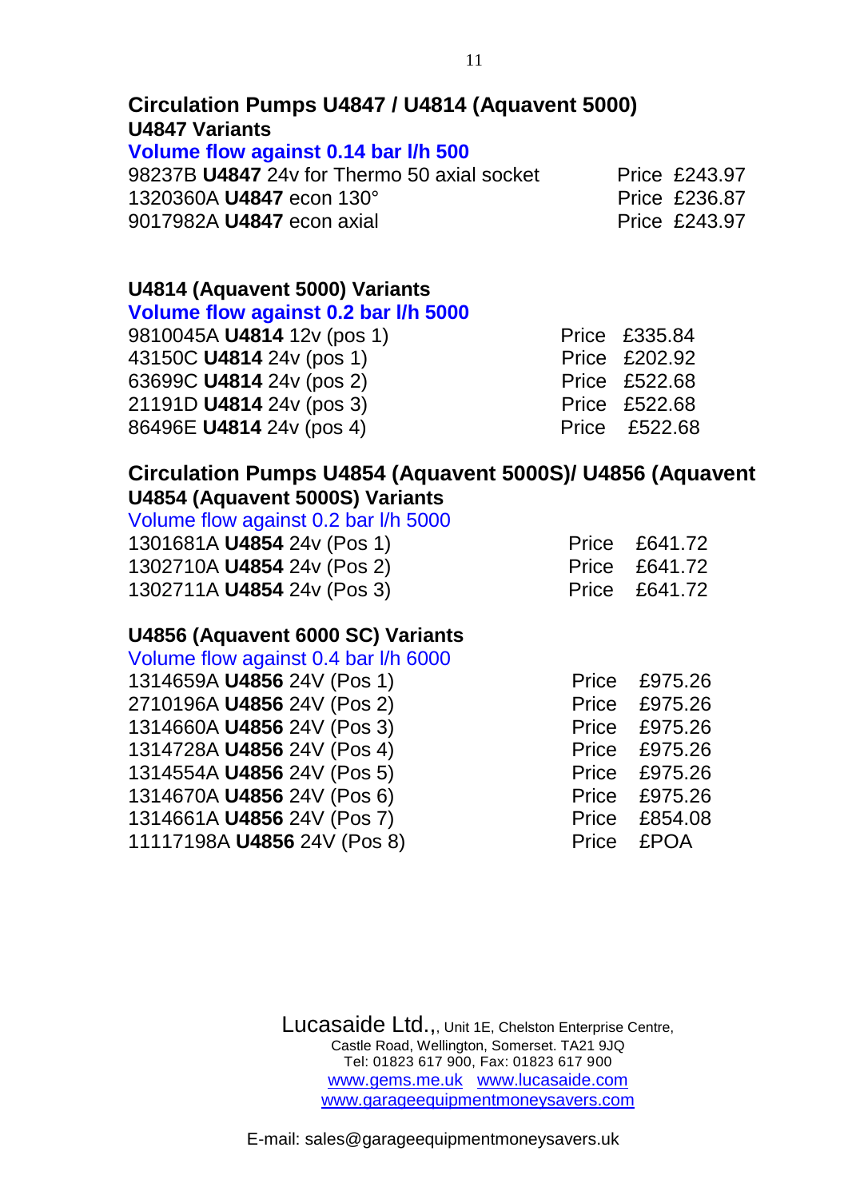## Circulation Pumps U4847 / U4814 (Aquavent 5000)

### U4847 Variants

**Volume flow against 0.14 bar l/h 500**

| Part | Price |
|---|---|
| 98237B **U4847** 24v for Thermo 50 axial socket | Price £243.97 |
| 1320360A **U4847** econ 130° | Price £236.87 |
| 9017982A **U4847** econ axial | Price £243.97 |

### U4814 (Aquavent 5000) Variants

**Volume flow against 0.2 bar l/h 5000**

| Part | Price |
|---|---|
| 9810045A **U4814** 12v (pos 1) | Price £335.84 |
| 43150C **U4814** 24v (pos 1) | Price £202.92 |
| 63699C **U4814** 24v (pos 2) | Price £522.68 |
| 21191D **U4814** 24v (pos 3) | Price £522.68 |
| 86496E **U4814** 24v (pos 4) | Price £522.68 |

## Circulation Pumps U4854 (Aquavent 5000S)/ U4856 (Aquavent

### U4854 (Aquavent 5000S) Variants

Volume flow against 0.2 bar l/h 5000

| Part | Price |
|---|---|
| 1301681A **U4854** 24v (Pos 1) | Price £641.72 |
| 1302710A **U4854** 24v (Pos 2) | Price £641.72 |
| 1302711A **U4854** 24v (Pos 3) | Price £641.72 |

### U4856 (Aquavent 6000 SC) Variants

Volume flow against 0.4 bar l/h 6000

| Part | Price |
|---|---|
| 1314659A **U4856** 24V (Pos 1) | Price £975.26 |
| 2710196A **U4856** 24V (Pos 2) | Price £975.26 |
| 1314660A **U4856** 24V (Pos 3) | Price £975.26 |
| 1314728A **U4856** 24V (Pos 4) | Price £975.26 |
| 1314554A **U4856** 24V (Pos 5) | Price £975.26 |
| 1314670A **U4856** 24V (Pos 6) | Price £975.26 |
| 1314661A **U4856** 24V (Pos 7) | Price £854.08 |
| 11117198A **U4856** 24V (Pos 8) | Price £POA |

Lucasaide Ltd.,, Unit 1E, Chelston Enterprise Centre,
Castle Road, Wellington, Somerset. TA21 9JQ
Tel: 01823 617 900, Fax: 01823 617 900
www.gems.me.uk www.lucasaide.com
www.garageequipmentmoneysavers.com

E-mail: sales@garageequipmentmoneysavers.uk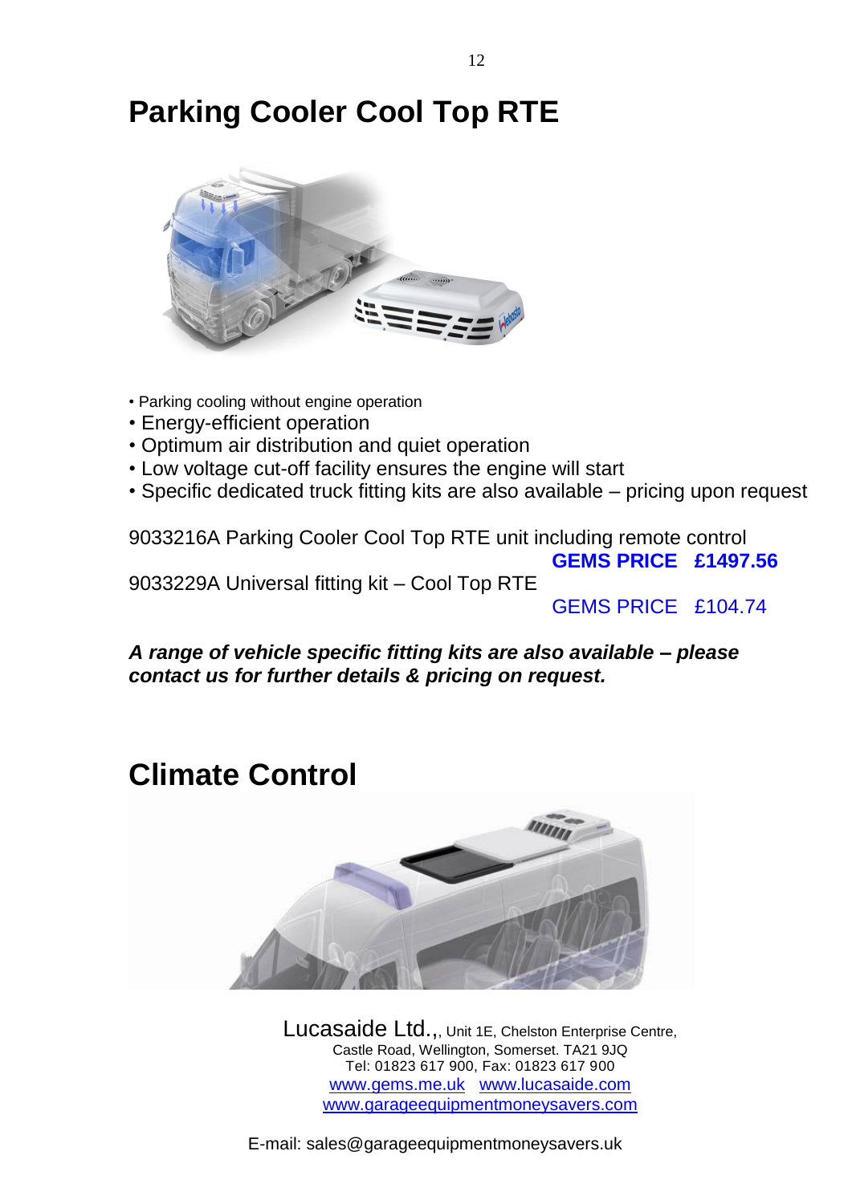# Parking Cooler Cool Top RTE

- Parking cooling without engine operation
- Energy-efficient operation
- Optimum air distribution and quiet operation
- Low voltage cut-off facility ensures the engine will start
- Specific dedicated truck fitting kits are also available – pricing upon request

9033216A Parking Cooler Cool Top RTE unit including remote control

**GEMS PRICE £1497.56**

9033229A Universal fitting kit – Cool Top RTE

GEMS PRICE £104.74

***A range of vehicle specific fitting kits are also available – please contact us for further details & pricing on request.***

# Climate Control

Lucasaide Ltd.,, Unit 1E, Chelston Enterprise Centre, Castle Road, Wellington, Somerset. TA21 9JQ
Tel: 01823 617 900, Fax: 01823 617 900
www.gems.me.uk www.lucasaide.com
www.garageequipmentmoneysavers.com

E-mail: sales@garageequipmentmoneysavers.uk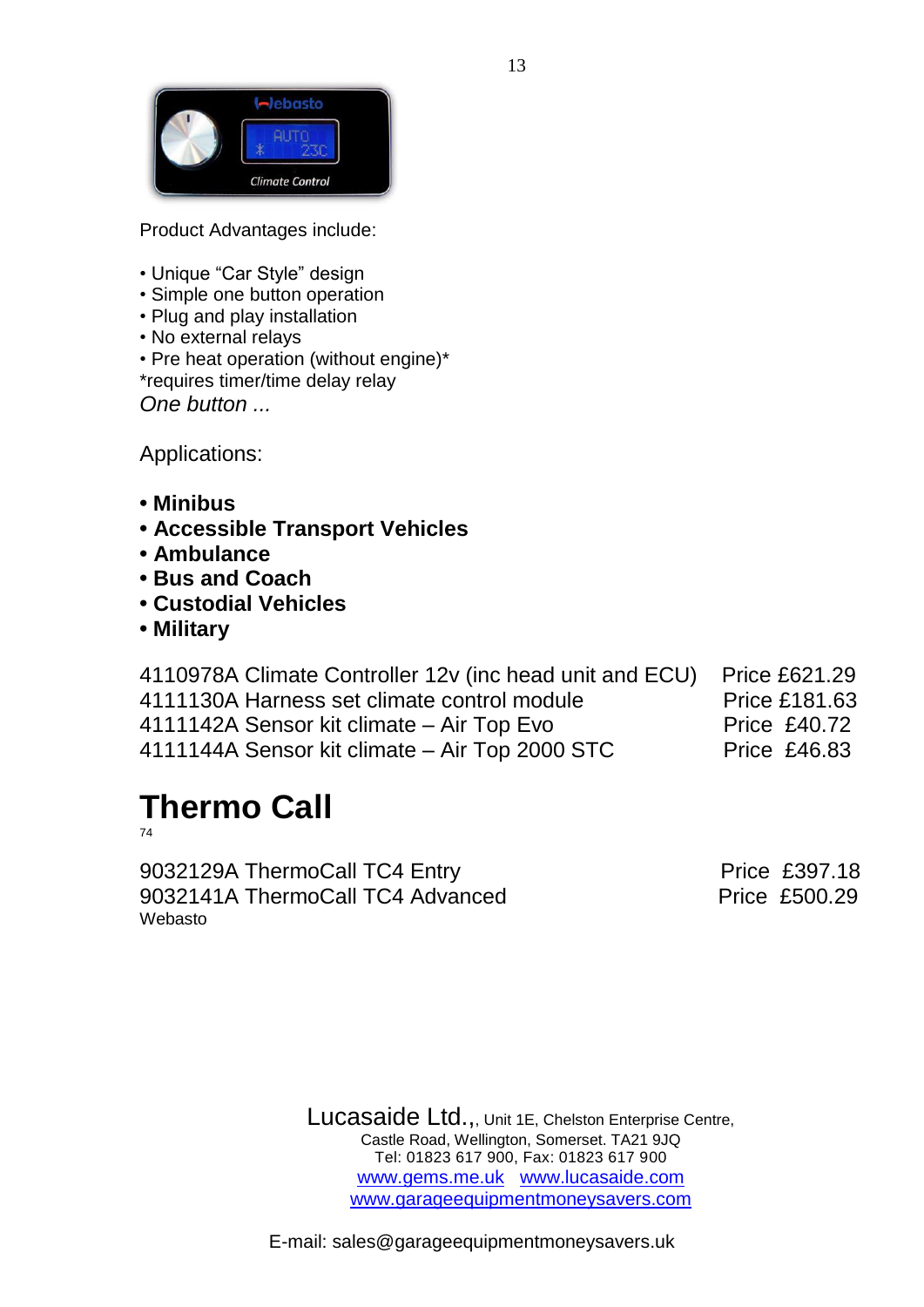Product Advantages include:

- Unique “Car Style” design
- Simple one button operation
- Plug and play installation
- No external relays
- Pre heat operation (without engine)*

*requires timer/time delay relay

*One button ...*

Applications:

- **Minibus**
- **Accessible Transport Vehicles**
- **Ambulance**
- **Bus and Coach**
- **Custodial Vehicles**
- **Military**

| | |
|---|---|
| 4110978A Climate Controller 12v (inc head unit and ECU) | Price £621.29 |
| 4111130A Harness set climate control module | Price £181.63 |
| 4111142A Sensor kit climate – Air Top Evo | Price £40.72 |
| 4111144A Sensor kit climate – Air Top 2000 STC | Price £46.83 |

# Thermo Call

74

| | |
|---|---|
| 9032129A ThermoCall TC4 Entry | Price £397.18 |
| 9032141A ThermoCall TC4 Advanced | Price £500.29 |

Webasto

Lucasaide Ltd.,, Unit 1E, Chelston Enterprise Centre,
Castle Road, Wellington, Somerset. TA21 9JQ
Tel: 01823 617 900, Fax: 01823 617 900
www.gems.me.uk www.lucasaide.com
www.garageequipmentmoneysavers.com

E-mail: sales@garageequipmentmoneysavers.uk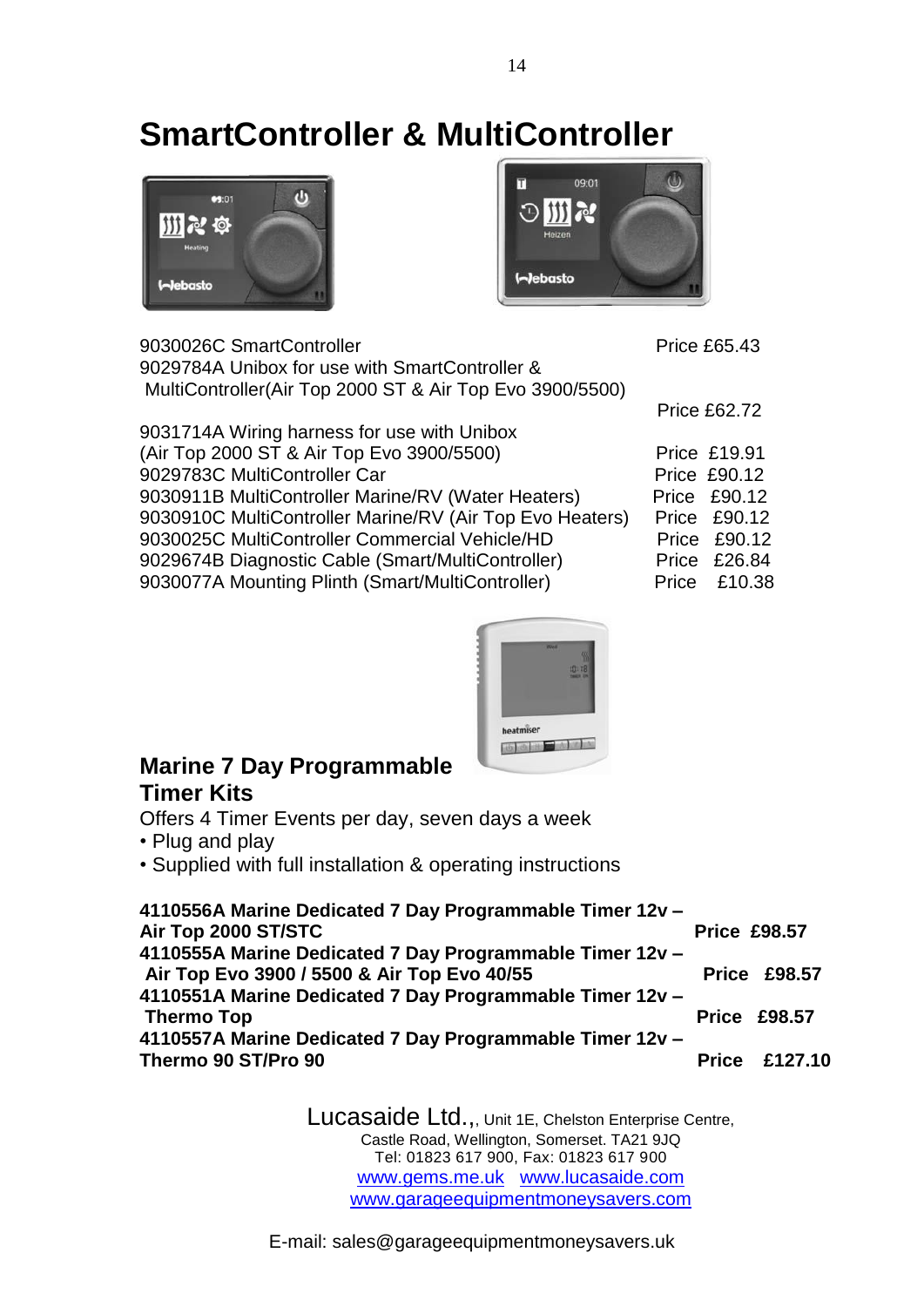# SmartController & MultiController

| Item | Price |
|---|---|
| 9030026C SmartController | Price £65.43 |
| 9029784A Unibox for use with SmartController & MultiController(Air Top 2000 ST & Air Top Evo 3900/5500) | Price £62.72 |
| 9031714A Wiring harness for use with Unibox (Air Top 2000 ST & Air Top Evo 3900/5500) | Price £19.91 |
| 9029783C MultiController Car | Price £90.12 |
| 9030911B MultiController Marine/RV (Water Heaters) | Price £90.12 |
| 9030910C MultiController Marine/RV (Air Top Evo Heaters) | Price £90.12 |
| 9030025C MultiController Commercial Vehicle/HD | Price £90.12 |
| 9029674B Diagnostic Cable (Smart/MultiController) | Price £26.84 |
| 9030077A Mounting Plinth (Smart/MultiController) | Price £10.38 |

## Marine 7 Day Programmable Timer Kits

Offers 4 Timer Events per day, seven days a week

- Plug and play
- Supplied with full installation & operating instructions

| Item | Price |
|---|---|
| **4110556A Marine Dedicated 7 Day Programmable Timer 12v – Air Top 2000 ST/STC** | **Price £98.57** |
| **4110555A Marine Dedicated 7 Day Programmable Timer 12v – Air Top Evo 3900 / 5500 & Air Top Evo 40/55** | **Price £98.57** |
| **4110551A Marine Dedicated 7 Day Programmable Timer 12v – Thermo Top** | **Price £98.57** |
| **4110557A Marine Dedicated 7 Day Programmable Timer 12v – Thermo 90 ST/Pro 90** | **Price £127.10** |

Lucasaide Ltd.,, Unit 1E, Chelston Enterprise Centre,
Castle Road, Wellington, Somerset. TA21 9JQ
Tel: 01823 617 900, Fax: 01823 617 900
www.gems.me.uk www.lucasaide.com
www.garageequipmentmoneysavers.com

E-mail: sales@garageequipmentmoneysavers.uk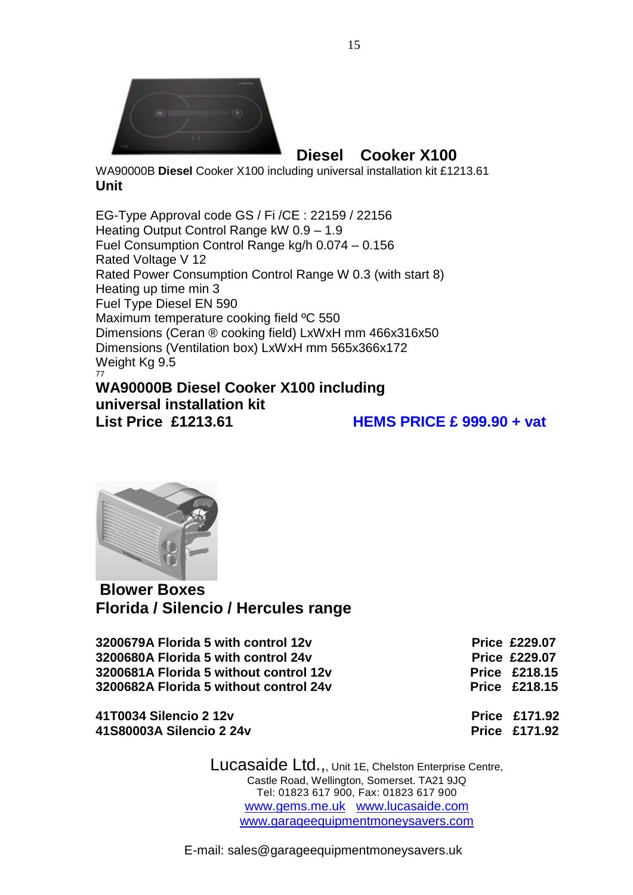## Diesel Cooker X100

WA90000B **Diesel** Cooker X100 including universal installation kit £1213.61
**Unit**

EG-Type Approval code GS / Fi /CE : 22159 / 22156
Heating Output Control Range kW 0.9 – 1.9
Fuel Consumption Control Range kg/h 0.074 – 0.156
Rated Voltage V 12
Rated Power Consumption Control Range W 0.3 (with start 8)
Heating up time min 3
Fuel Type Diesel EN 590
Maximum temperature cooking field ºC 550
Dimensions (Ceran ® cooking field) LxWxH mm 466x316x50
Dimensions (Ventilation box) LxWxH mm 565x366x172
Weight Kg 9.5
77

**WA90000B Diesel Cooker X100 including universal installation kit**
**List Price £1213.61** **HEMS PRICE £ 999.90 + vat**

## Blower Boxes
## Florida / Silencio / Hercules range

| | |
|---|---|
| **3200679A Florida 5 with control 12v** | **Price £229.07** |
| **3200680A Florida 5 with control 24v** | **Price £229.07** |
| **3200681A Florida 5 without control 12v** | **Price £218.15** |
| **3200682A Florida 5 without control 24v** | **Price £218.15** |
| **41T0034 Silencio 2 12v** | **Price £171.92** |
| **41S80003A Silencio 2 24v** | **Price £171.92** |

Lucasaide Ltd.,, Unit 1E, Chelston Enterprise Centre,
Castle Road, Wellington, Somerset. TA21 9JQ
Tel: 01823 617 900, Fax: 01823 617 900
www.gems.me.uk www.lucasaide.com
www.garageequipmentmoneysavers.com

E-mail: sales@garageequipmentmoneysavers.uk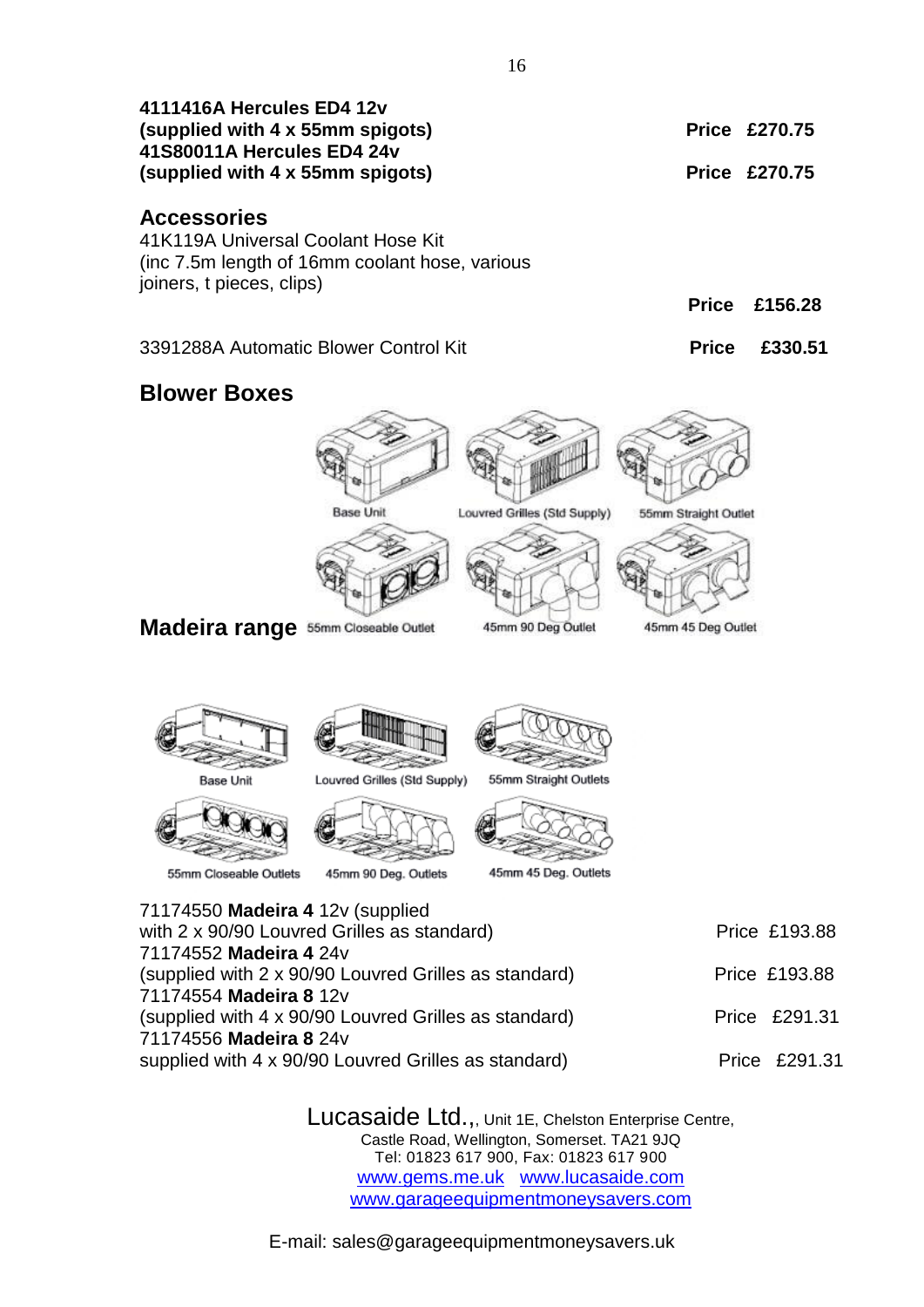**4111416A Hercules ED4 12v**
**(supplied with 4 x 55mm spigots)** **Price £270.75**
**41S80011A Hercules ED4 24v**
**(supplied with 4 x 55mm spigots)** **Price £270.75**

## Accessories

41K119A Universal Coolant Hose Kit
(inc 7.5m length of 16mm coolant hose, various joiners, t pieces, clips)

**Price £156.28**

3391288A Automatic Blower Control Kit **Price £330.51**

## Blower Boxes

Base Unit | Louvred Grilles (Std Supply) | 55mm Straight Outlet

55mm Closeable Outlet | 45mm 90 Deg Outlet | 45mm 45 Deg Outlet

## Madeira range

Base Unit | Louvred Grilles (Std Supply) | 55mm Straight Outlets

55mm Closeable Outlets | 45mm 90 Deg. Outlets | 45mm 45 Deg. Outlets

71174550 **Madeira 4** 12v (supplied with 2 x 90/90 Louvred Grilles as standard) Price £193.88
71174552 **Madeira 4** 24v
(supplied with 2 x 90/90 Louvred Grilles as standard) Price £193.88
71174554 **Madeira 8** 12v
(supplied with 4 x 90/90 Louvred Grilles as standard) Price £291.31
71174556 **Madeira 8** 24v
supplied with 4 x 90/90 Louvred Grilles as standard) Price £291.31

Lucasaide Ltd.,, Unit 1E, Chelston Enterprise Centre,
Castle Road, Wellington, Somerset. TA21 9JQ
Tel: 01823 617 900, Fax: 01823 617 900
www.gems.me.uk www.lucasaide.com
www.garageequipmentmoneysavers.com

E-mail: sales@garageequipmentmoneysavers.uk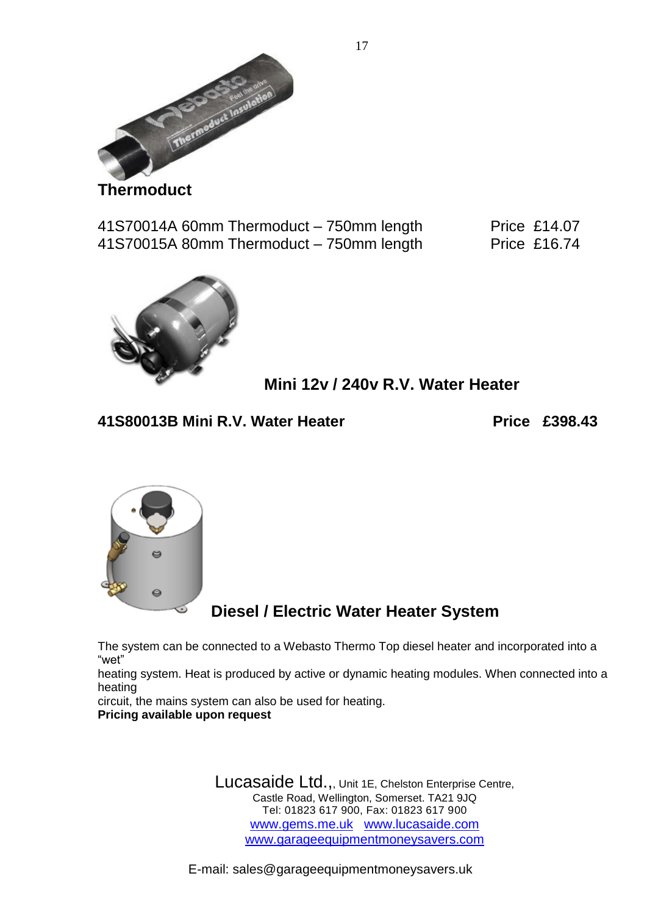## Thermoduct

41S70014A 60mm Thermoduct – 750mm length Price £14.07
41S70015A 80mm Thermoduct – 750mm length Price £16.74

## Mini 12v / 240v R.V. Water Heater

**41S80013B Mini R.V. Water Heater Price £398.43**

## Diesel / Electric Water Heater System

The system can be connected to a Webasto Thermo Top diesel heater and incorporated into a "wet" heating system. Heat is produced by active or dynamic heating modules. When connected into a heating circuit, the mains system can also be used for heating.

**Pricing available upon request**

Lucasaide Ltd.,, Unit 1E, Chelston Enterprise Centre,
Castle Road, Wellington, Somerset. TA21 9JQ
Tel: 01823 617 900, Fax: 01823 617 900
www.gems.me.uk www.lucasaide.com
www.garageequipmentmoneysavers.com

E-mail: sales@garageequipmentmoneysavers.uk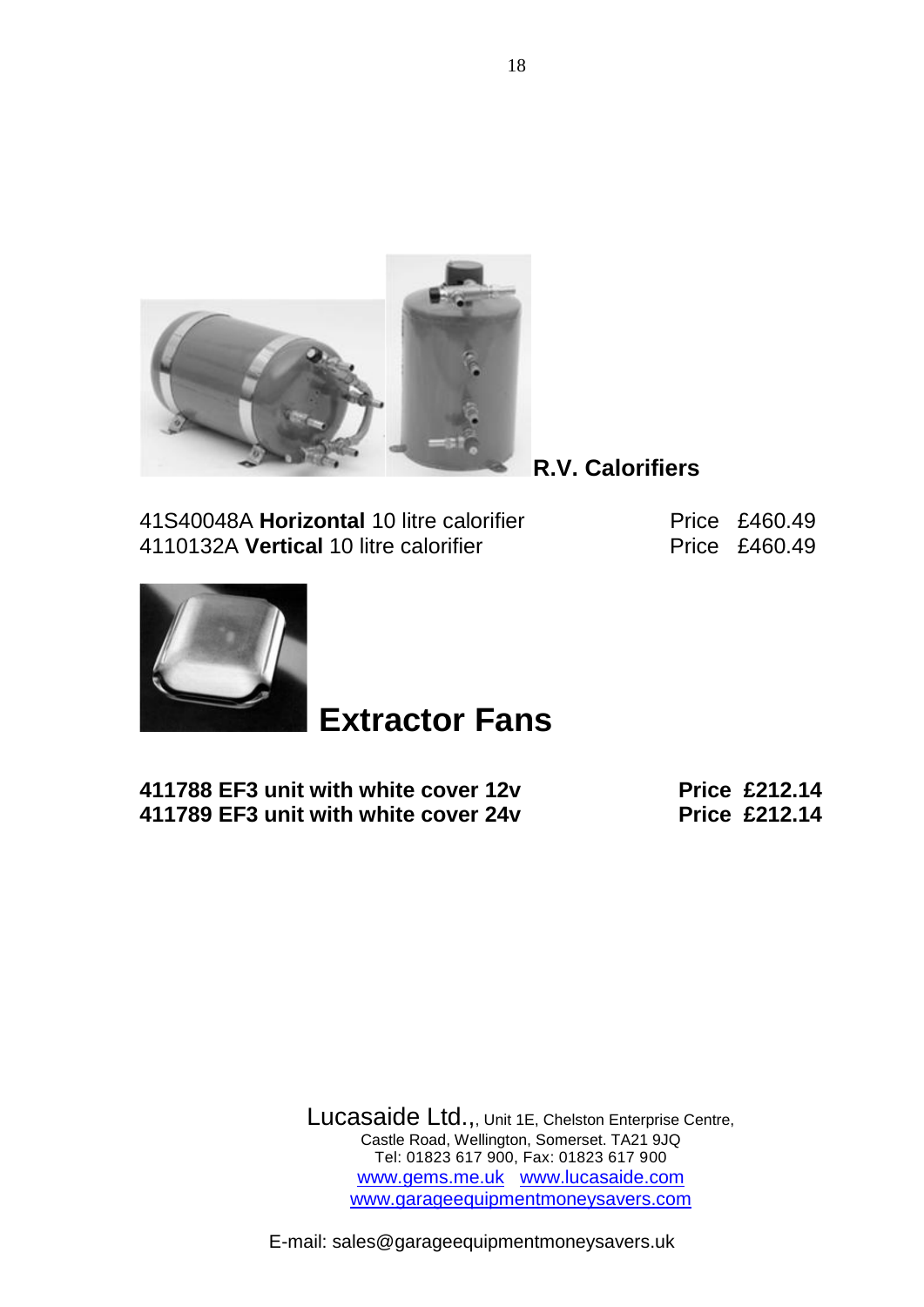## R.V. Calorifiers

41S40048A **Horizontal** 10 litre calorifier Price £460.49
4110132A **Vertical** 10 litre calorifier Price £460.49

# Extractor Fans

**411788 EF3 unit with white cover 12v Price £212.14**
**411789 EF3 unit with white cover 24v Price £212.14**

Lucasaide Ltd.,, Unit 1E, Chelston Enterprise Centre,
Castle Road, Wellington, Somerset. TA21 9JQ
Tel: 01823 617 900, Fax: 01823 617 900
www.gems.me.uk www.lucasaide.com
www.garageequipmentmoneysavers.com

E-mail: sales@garageequipmentmoneysavers.uk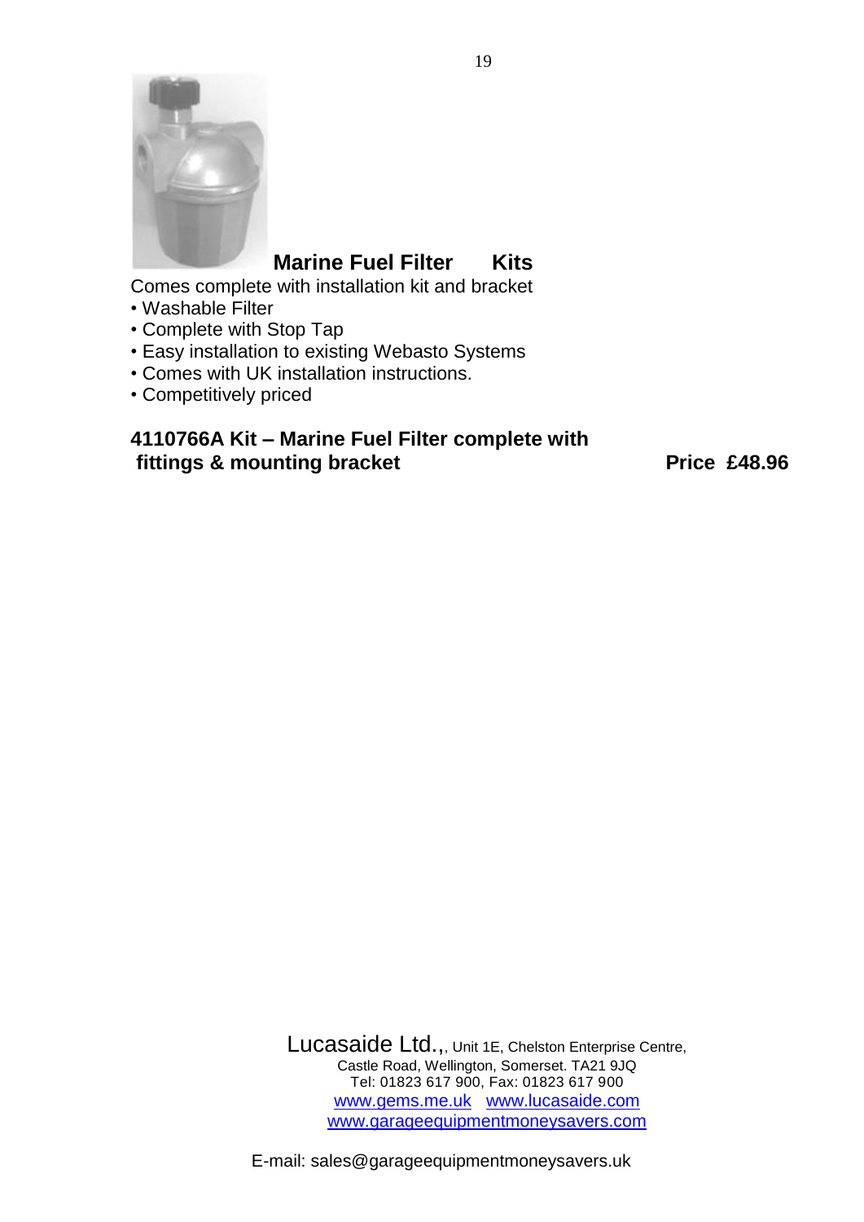## Marine Fuel Filter Kits

Comes complete with installation kit and bracket

- Washable Filter
- Complete with Stop Tap
- Easy installation to existing Webasto Systems
- Comes with UK installation instructions.
- Competitively priced

**4110766A Kit – Marine Fuel Filter complete with fittings & mounting bracket** **Price £48.96**

Lucasaide Ltd.,, Unit 1E, Chelston Enterprise Centre, Castle Road, Wellington, Somerset. TA21 9JQ
Tel: 01823 617 900, Fax: 01823 617 900
www.gems.me.uk www.lucasaide.com
www.garageequipmentmoneysavers.com

E-mail: sales@garageequipmentmoneysavers.uk